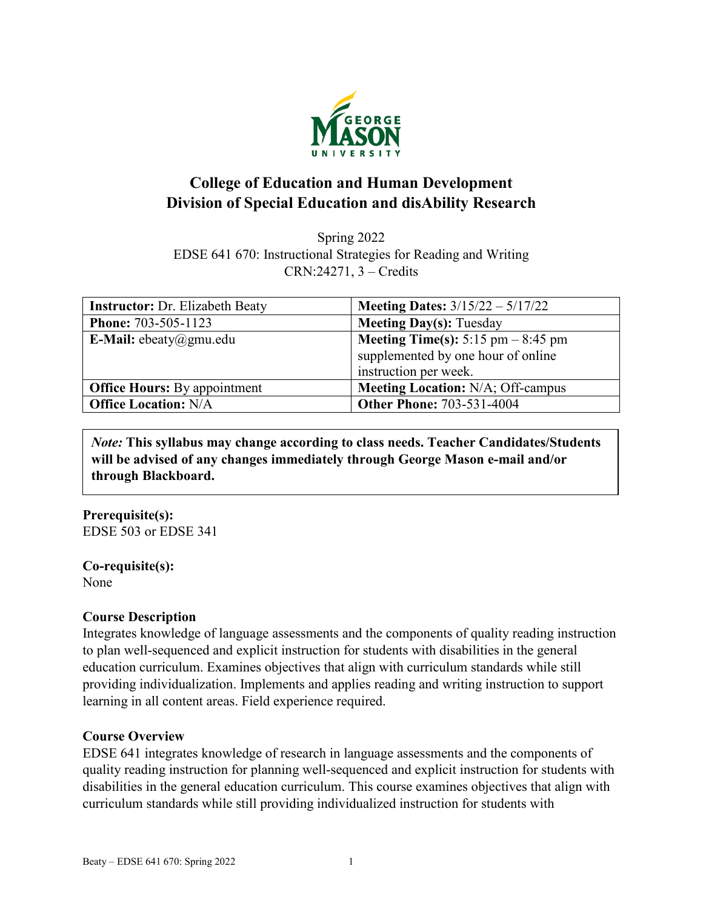# College of Education and Human Development
# Division of Special Education and disAbility Research

Spring 2022
EDSE 641 670: Instructional Strategies for Reading and Writing
CRN:24271, 3 – Credits

| **Instructor:** Dr. Elizabeth Beaty | **Meeting Dates:** 3/15/22 – 5/17/22 |
|---|---|
| **Phone:** 703-505-1123 | **Meeting Day(s):** Tuesday |
| **E-Mail:** ebeaty@gmu.edu | **Meeting Time(s):** 5:15 pm – 8:45 pm supplemented by one hour of online instruction per week. |
| **Office Hours:** By appointment | **Meeting Location:** N/A; Off-campus |
| **Office Location:** N/A | **Other Phone:** 703-531-4004 |

> *Note:* **This syllabus may change according to class needs. Teacher Candidates/Students will be advised of any changes immediately through George Mason e-mail and/or through Blackboard.**

**Prerequisite(s):**
EDSE 503 or EDSE 341

**Co-requisite(s):**
None

**Course Description**
Integrates knowledge of language assessments and the components of quality reading instruction to plan well-sequenced and explicit instruction for students with disabilities in the general education curriculum. Examines objectives that align with curriculum standards while still providing individualization. Implements and applies reading and writing instruction to support learning in all content areas. Field experience required.

**Course Overview**
EDSE 641 integrates knowledge of research in language assessments and the components of quality reading instruction for planning well-sequenced and explicit instruction for students with disabilities in the general education curriculum. This course examines objectives that align with curriculum standards while still providing individualized instruction for students with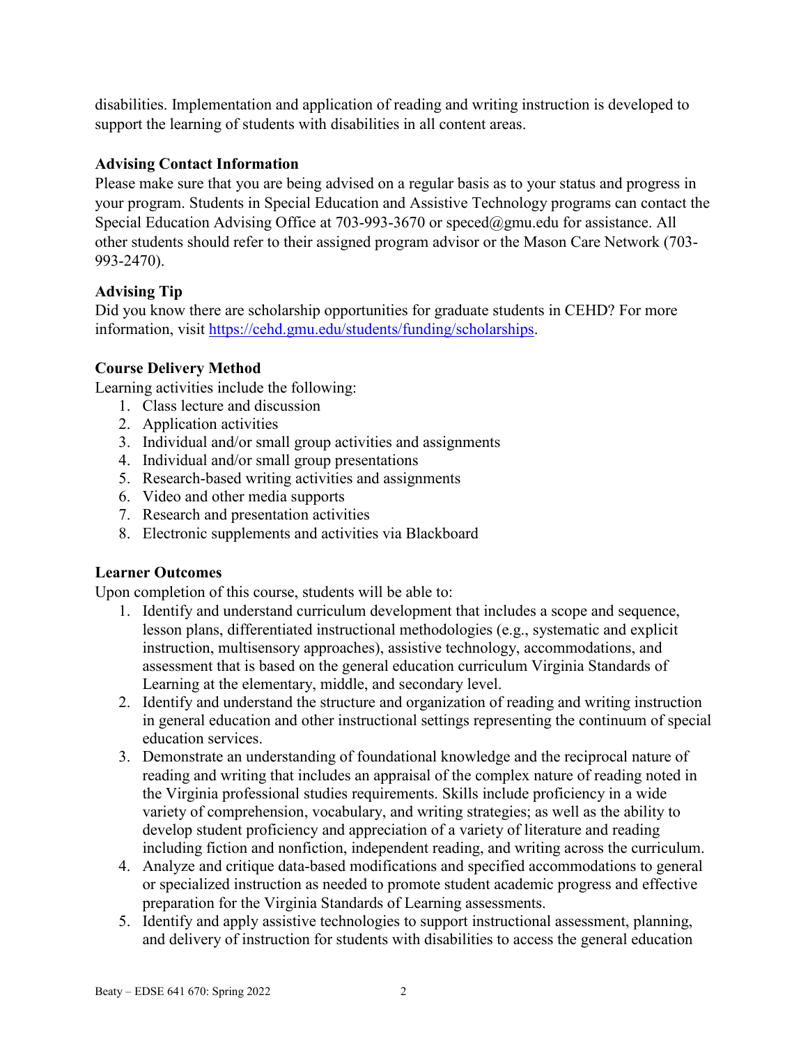disabilities. Implementation and application of reading and writing instruction is developed to support the learning of students with disabilities in all content areas.

### Advising Contact Information

Please make sure that you are being advised on a regular basis as to your status and progress in your program. Students in Special Education and Assistive Technology programs can contact the Special Education Advising Office at 703-993-3670 or speced@gmu.edu for assistance. All other students should refer to their assigned program advisor or the Mason Care Network (703-993-2470).

### Advising Tip

Did you know there are scholarship opportunities for graduate students in CEHD? For more information, visit https://cehd.gmu.edu/students/funding/scholarships.

### Course Delivery Method

Learning activities include the following:

1. Class lecture and discussion
2. Application activities
3. Individual and/or small group activities and assignments
4. Individual and/or small group presentations
5. Research-based writing activities and assignments
6. Video and other media supports
7. Research and presentation activities
8. Electronic supplements and activities via Blackboard

### Learner Outcomes

Upon completion of this course, students will be able to:

1. Identify and understand curriculum development that includes a scope and sequence, lesson plans, differentiated instructional methodologies (e.g., systematic and explicit instruction, multisensory approaches), assistive technology, accommodations, and assessment that is based on the general education curriculum Virginia Standards of Learning at the elementary, middle, and secondary level.
2. Identify and understand the structure and organization of reading and writing instruction in general education and other instructional settings representing the continuum of special education services.
3. Demonstrate an understanding of foundational knowledge and the reciprocal nature of reading and writing that includes an appraisal of the complex nature of reading noted in the Virginia professional studies requirements. Skills include proficiency in a wide variety of comprehension, vocabulary, and writing strategies; as well as the ability to develop student proficiency and appreciation of a variety of literature and reading including fiction and nonfiction, independent reading, and writing across the curriculum.
4. Analyze and critique data-based modifications and specified accommodations to general or specialized instruction as needed to promote student academic progress and effective preparation for the Virginia Standards of Learning assessments.
5. Identify and apply assistive technologies to support instructional assessment, planning, and delivery of instruction for students with disabilities to access the general education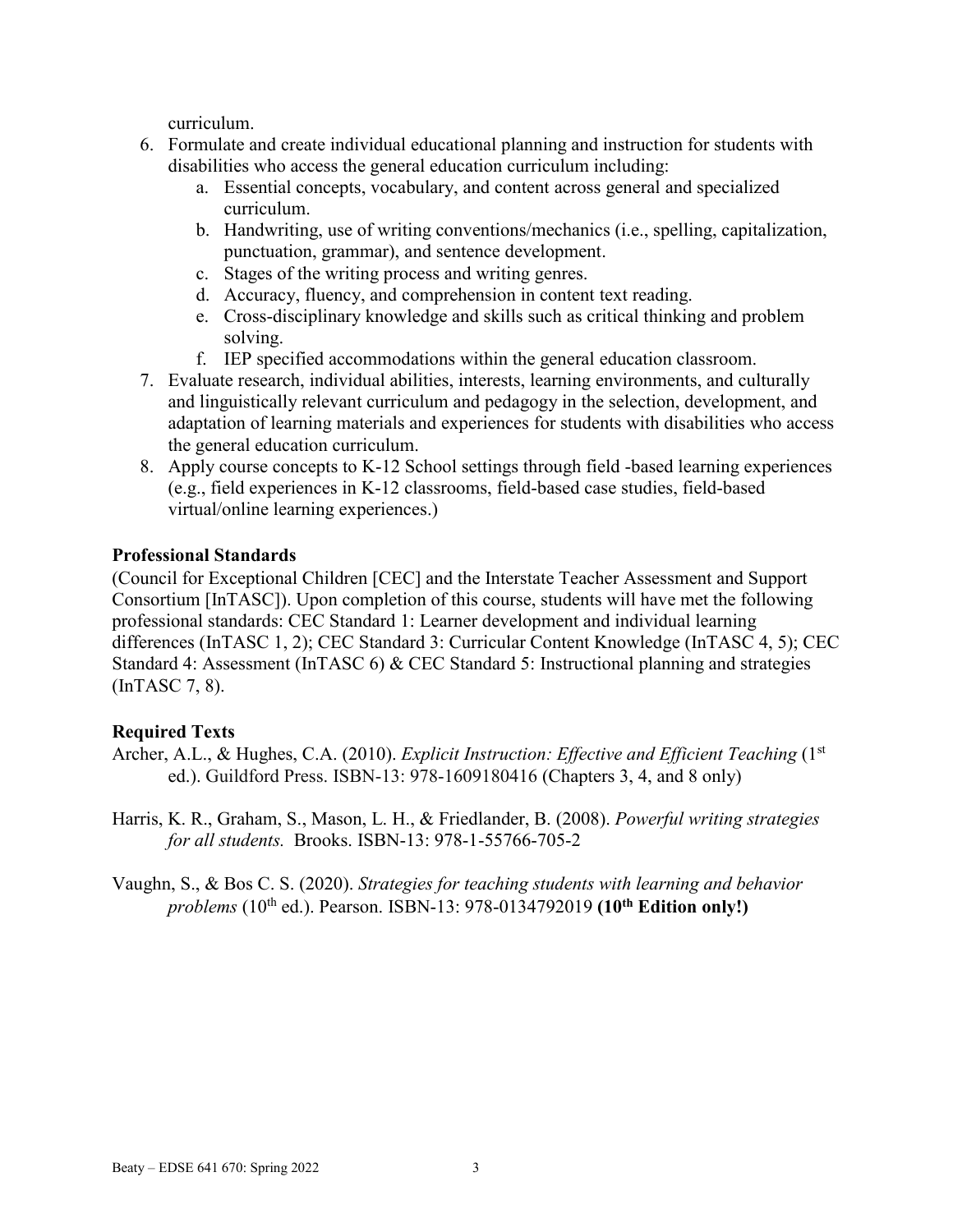curriculum.

6. Formulate and create individual educational planning and instruction for students with disabilities who access the general education curriculum including:
   a. Essential concepts, vocabulary, and content across general and specialized curriculum.
   b. Handwriting, use of writing conventions/mechanics (i.e., spelling, capitalization, punctuation, grammar), and sentence development.
   c. Stages of the writing process and writing genres.
   d. Accuracy, fluency, and comprehension in content text reading.
   e. Cross-disciplinary knowledge and skills such as critical thinking and problem solving.
   f. IEP specified accommodations within the general education classroom.
7. Evaluate research, individual abilities, interests, learning environments, and culturally and linguistically relevant curriculum and pedagogy in the selection, development, and adaptation of learning materials and experiences for students with disabilities who access the general education curriculum.
8. Apply course concepts to K-12 School settings through field -based learning experiences (e.g., field experiences in K-12 classrooms, field-based case studies, field-based virtual/online learning experiences.)

**Professional Standards**

(Council for Exceptional Children [CEC] and the Interstate Teacher Assessment and Support Consortium [InTASC]). Upon completion of this course, students will have met the following professional standards: CEC Standard 1: Learner development and individual learning differences (InTASC 1, 2); CEC Standard 3: Curricular Content Knowledge (InTASC 4, 5); CEC Standard 4: Assessment (InTASC 6) & CEC Standard 5: Instructional planning and strategies (InTASC 7, 8).

**Required Texts**

Archer, A.L., & Hughes, C.A. (2010). *Explicit Instruction: Effective and Efficient Teaching* (1st ed.). Guildford Press. ISBN-13: 978-1609180416 (Chapters 3, 4, and 8 only)

Harris, K. R., Graham, S., Mason, L. H., & Friedlander, B. (2008). *Powerful writing strategies for all students.* Brooks. ISBN-13: 978-1-55766-705-2

Vaughn, S., & Bos C. S. (2020). *Strategies for teaching students with learning and behavior problems* (10th ed.). Pearson. ISBN-13: 978-0134792019 **(10th Edition only!)**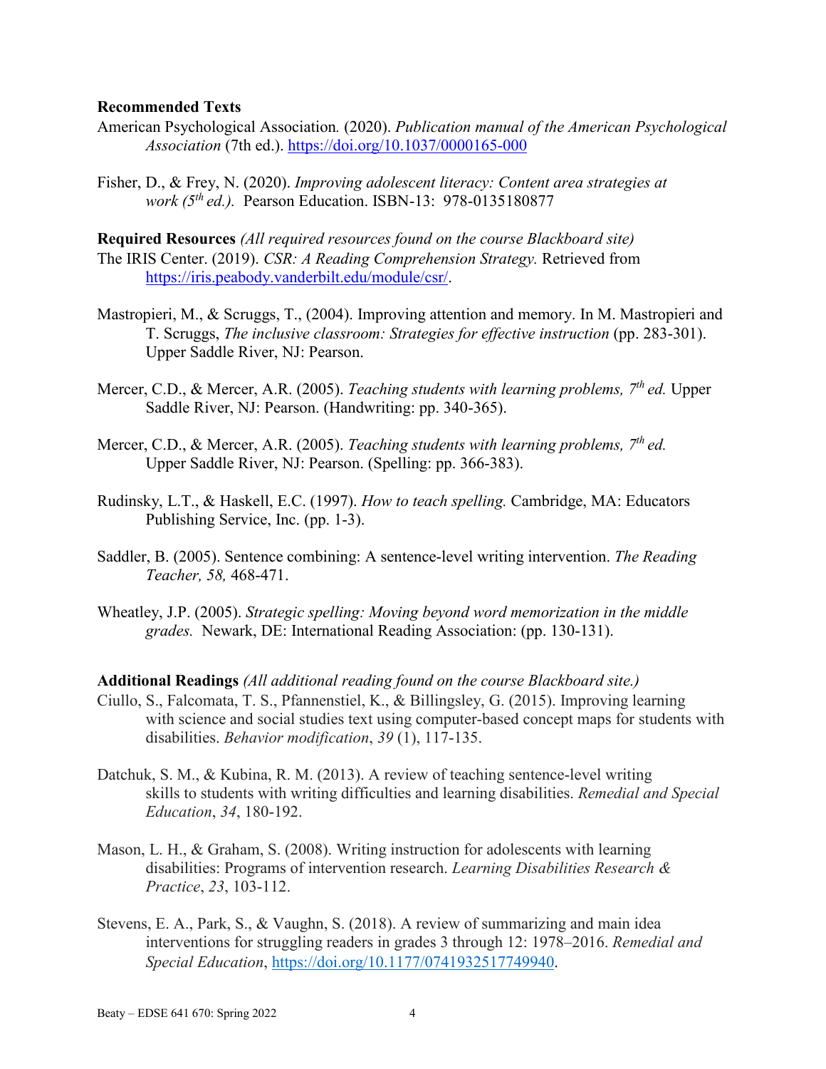**Recommended Texts**

American Psychological Association*.* (2020). *Publication manual of the American Psychological Association* (7th ed.). https://doi.org/10.1037/0000165-000

Fisher, D., & Frey, N. (2020). *Improving adolescent literacy: Content area strategies at work (5th ed.).* Pearson Education. ISBN-13: 978-0135180877

**Required Resources** *(All required resources found on the course Blackboard site)*

The IRIS Center. (2019). *CSR: A Reading Comprehension Strategy.* Retrieved from https://iris.peabody.vanderbilt.edu/module/csr/.

Mastropieri, M., & Scruggs, T., (2004). Improving attention and memory. In M. Mastropieri and T. Scruggs, *The inclusive classroom: Strategies for effective instruction* (pp. 283-301). Upper Saddle River, NJ: Pearson.

Mercer, C.D., & Mercer, A.R. (2005). *Teaching students with learning problems, 7th ed.* Upper Saddle River, NJ: Pearson. (Handwriting: pp. 340-365).

Mercer, C.D., & Mercer, A.R. (2005). *Teaching students with learning problems, 7th ed.* Upper Saddle River, NJ: Pearson. (Spelling: pp. 366-383).

Rudinsky, L.T., & Haskell, E.C. (1997). *How to teach spelling.* Cambridge, MA: Educators Publishing Service, Inc. (pp. 1-3).

Saddler, B. (2005). Sentence combining: A sentence-level writing intervention. *The Reading Teacher, 58,* 468-471.

Wheatley, J.P. (2005). *Strategic spelling: Moving beyond word memorization in the middle grades.* Newark, DE: International Reading Association: (pp. 130-131).

**Additional Readings** *(All additional reading found on the course Blackboard site.)*

Ciullo, S., Falcomata, T. S., Pfannenstiel, K., & Billingsley, G. (2015). Improving learning with science and social studies text using computer-based concept maps for students with disabilities. *Behavior modification*, *39* (1), 117-135.

Datchuk, S. M., & Kubina, R. M. (2013). A review of teaching sentence-level writing skills to students with writing difficulties and learning disabilities. *Remedial and Special Education*, *34*, 180-192.

Mason, L. H., & Graham, S. (2008). Writing instruction for adolescents with learning disabilities: Programs of intervention research. *Learning Disabilities Research & Practice*, *23*, 103-112.

Stevens, E. A., Park, S., & Vaughn, S. (2018). A review of summarizing and main idea interventions for struggling readers in grades 3 through 12: 1978–2016. *Remedial and Special Education*, https://doi.org/10.1177/0741932517749940.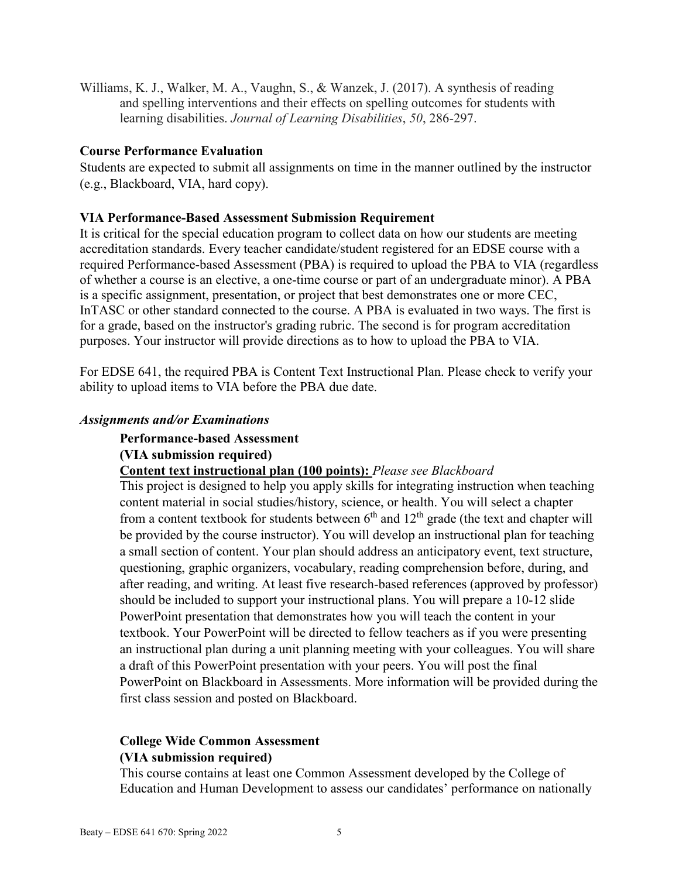Williams, K. J., Walker, M. A., Vaughn, S., & Wanzek, J. (2017). A synthesis of reading and spelling interventions and their effects on spelling outcomes for students with learning disabilities. *Journal of Learning Disabilities*, *50*, 286-297.

**Course Performance Evaluation**

Students are expected to submit all assignments on time in the manner outlined by the instructor (e.g., Blackboard, VIA, hard copy).

**VIA Performance-Based Assessment Submission Requirement**

It is critical for the special education program to collect data on how our students are meeting accreditation standards. Every teacher candidate/student registered for an EDSE course with a required Performance-based Assessment (PBA) is required to upload the PBA to VIA (regardless of whether a course is an elective, a one-time course or part of an undergraduate minor). A PBA is a specific assignment, presentation, or project that best demonstrates one or more CEC, InTASC or other standard connected to the course. A PBA is evaluated in two ways. The first is for a grade, based on the instructor's grading rubric. The second is for program accreditation purposes. Your instructor will provide directions as to how to upload the PBA to VIA.

For EDSE 641, the required PBA is Content Text Instructional Plan. Please check to verify your ability to upload items to VIA before the PBA due date.

***Assignments and/or Examinations***

**Performance-based Assessment**
**(VIA submission required)**

**Content text instructional plan (100 points):** *Please see Blackboard*

This project is designed to help you apply skills for integrating instruction when teaching content material in social studies/history, science, or health. You will select a chapter from a content textbook for students between 6th and 12th grade (the text and chapter will be provided by the course instructor). You will develop an instructional plan for teaching a small section of content. Your plan should address an anticipatory event, text structure, questioning, graphic organizers, vocabulary, reading comprehension before, during, and after reading, and writing. At least five research-based references (approved by professor) should be included to support your instructional plans. You will prepare a 10-12 slide PowerPoint presentation that demonstrates how you will teach the content in your textbook. Your PowerPoint will be directed to fellow teachers as if you were presenting an instructional plan during a unit planning meeting with your colleagues. You will share a draft of this PowerPoint presentation with your peers. You will post the final PowerPoint on Blackboard in Assessments. More information will be provided during the first class session and posted on Blackboard.

**College Wide Common Assessment**
**(VIA submission required)**

This course contains at least one Common Assessment developed by the College of Education and Human Development to assess our candidates' performance on nationally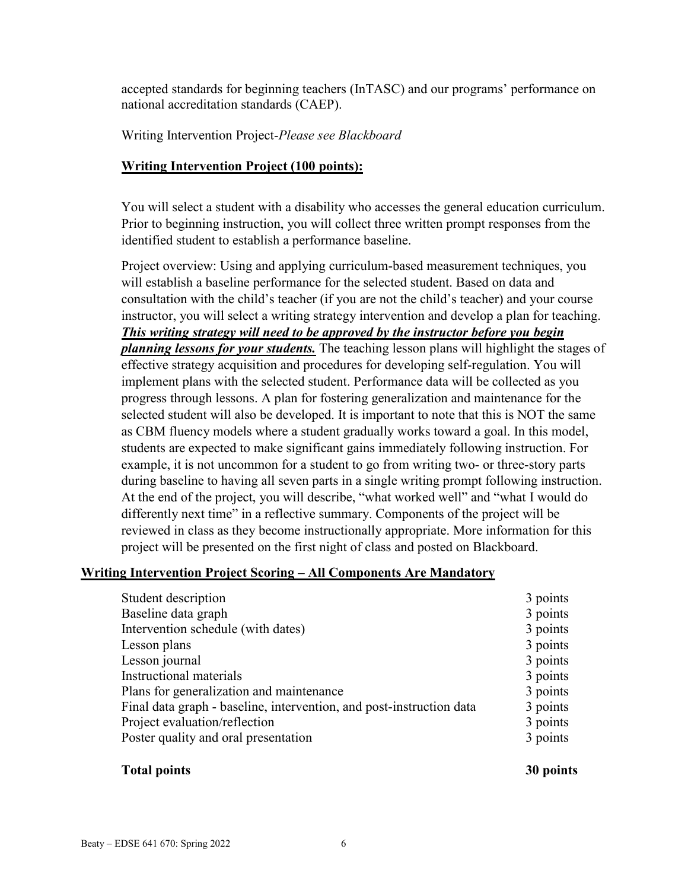accepted standards for beginning teachers (InTASC) and our programs' performance on national accreditation standards (CAEP).

Writing Intervention Project-*Please see Blackboard*

**Writing Intervention Project (100 points):**

You will select a student with a disability who accesses the general education curriculum. Prior to beginning instruction, you will collect three written prompt responses from the identified student to establish a performance baseline.

Project overview: Using and applying curriculum-based measurement techniques, you will establish a baseline performance for the selected student. Based on data and consultation with the child's teacher (if you are not the child's teacher) and your course instructor, you will select a writing strategy intervention and develop a plan for teaching. ***This writing strategy will need to be approved by the instructor before you begin planning lessons for your students.*** The teaching lesson plans will highlight the stages of effective strategy acquisition and procedures for developing self-regulation. You will implement plans with the selected student. Performance data will be collected as you progress through lessons. A plan for fostering generalization and maintenance for the selected student will also be developed. It is important to note that this is NOT the same as CBM fluency models where a student gradually works toward a goal. In this model, students are expected to make significant gains immediately following instruction. For example, it is not uncommon for a student to go from writing two- or three-story parts during baseline to having all seven parts in a single writing prompt following instruction. At the end of the project, you will describe, "what worked well" and "what I would do differently next time" in a reflective summary. Components of the project will be reviewed in class as they become instructionally appropriate. More information for this project will be presented on the first night of class and posted on Blackboard.

**Writing Intervention Project Scoring – All Components Are Mandatory**

| Component | Points |
|---|---|
| Student description | 3 points |
| Baseline data graph | 3 points |
| Intervention schedule (with dates) | 3 points |
| Lesson plans | 3 points |
| Lesson journal | 3 points |
| Instructional materials | 3 points |
| Plans for generalization and maintenance | 3 points |
| Final data graph - baseline, intervention, and post-instruction data | 3 points |
| Project evaluation/reflection | 3 points |
| Poster quality and oral presentation | 3 points |
| **Total points** | **30 points** |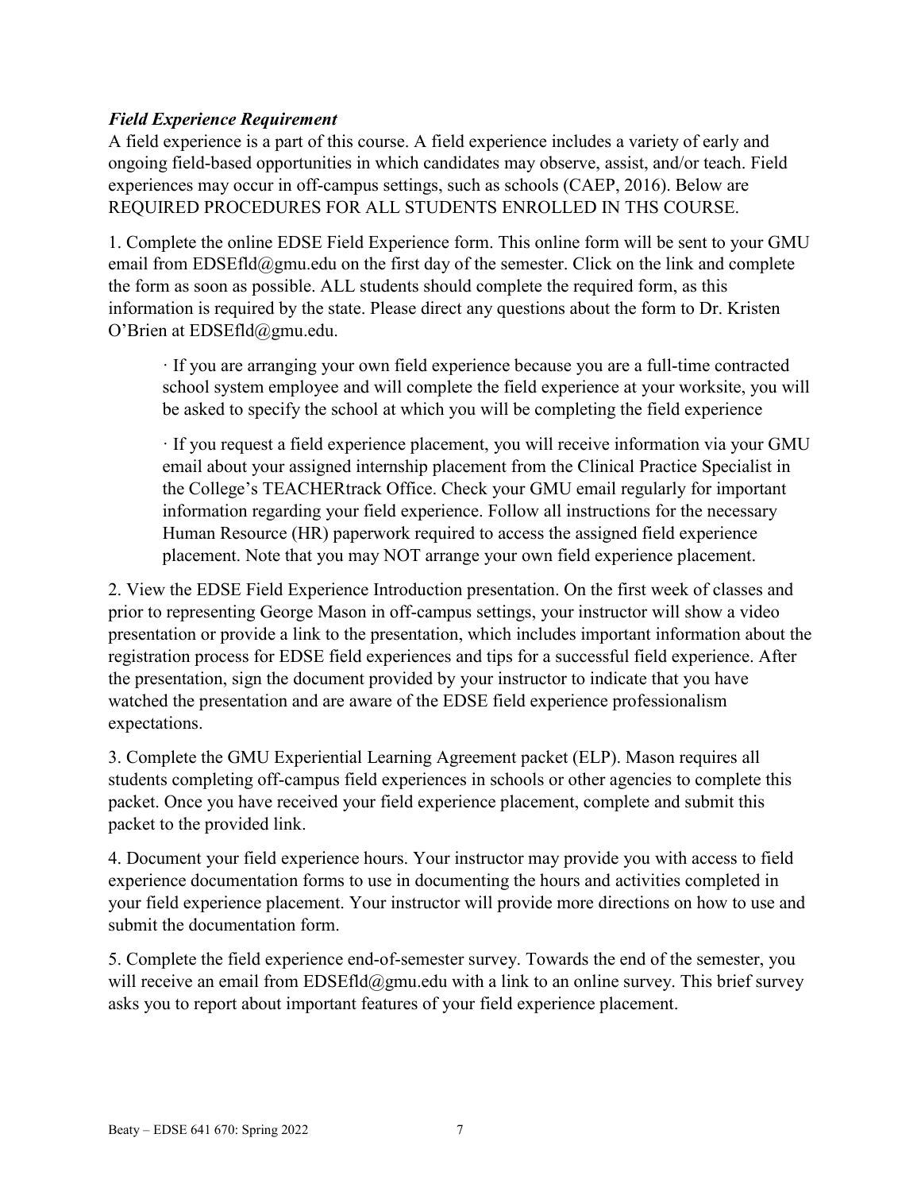***Field Experience Requirement***

A field experience is a part of this course. A field experience includes a variety of early and ongoing field-based opportunities in which candidates may observe, assist, and/or teach. Field experiences may occur in off-campus settings, such as schools (CAEP, 2016). Below are REQUIRED PROCEDURES FOR ALL STUDENTS ENROLLED IN THS COURSE.

1. Complete the online EDSE Field Experience form. This online form will be sent to your GMU email from EDSEfld@gmu.edu on the first day of the semester. Click on the link and complete the form as soon as possible. ALL students should complete the required form, as this information is required by the state. Please direct any questions about the form to Dr. Kristen O'Brien at EDSEfld@gmu.edu.

    · If you are arranging your own field experience because you are a full-time contracted school system employee and will complete the field experience at your worksite, you will be asked to specify the school at which you will be completing the field experience

    · If you request a field experience placement, you will receive information via your GMU email about your assigned internship placement from the Clinical Practice Specialist in the College's TEACHERtrack Office. Check your GMU email regularly for important information regarding your field experience. Follow all instructions for the necessary Human Resource (HR) paperwork required to access the assigned field experience placement. Note that you may NOT arrange your own field experience placement.

2. View the EDSE Field Experience Introduction presentation. On the first week of classes and prior to representing George Mason in off-campus settings, your instructor will show a video presentation or provide a link to the presentation, which includes important information about the registration process for EDSE field experiences and tips for a successful field experience. After the presentation, sign the document provided by your instructor to indicate that you have watched the presentation and are aware of the EDSE field experience professionalism expectations.

3. Complete the GMU Experiential Learning Agreement packet (ELP). Mason requires all students completing off-campus field experiences in schools or other agencies to complete this packet. Once you have received your field experience placement, complete and submit this packet to the provided link.

4. Document your field experience hours. Your instructor may provide you with access to field experience documentation forms to use in documenting the hours and activities completed in your field experience placement. Your instructor will provide more directions on how to use and submit the documentation form.

5. Complete the field experience end-of-semester survey. Towards the end of the semester, you will receive an email from EDSEfld@gmu.edu with a link to an online survey. This brief survey asks you to report about important features of your field experience placement.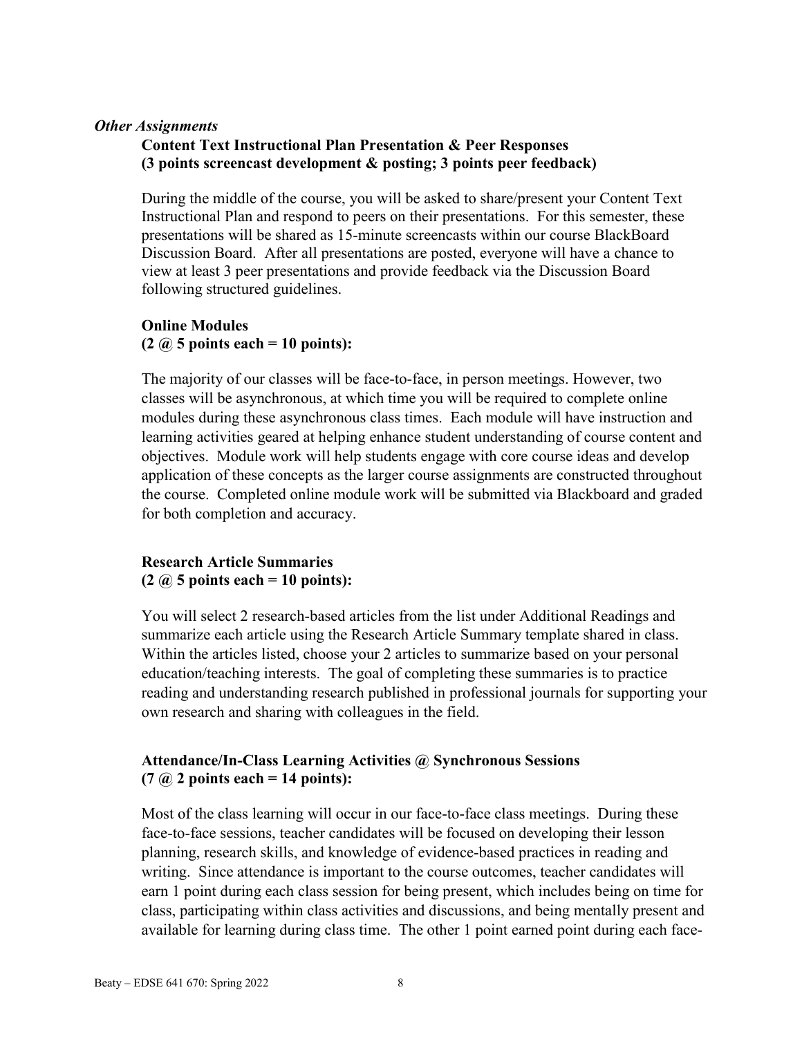*Other Assignments*

**Content Text Instructional Plan Presentation & Peer Responses**
**(3 points screencast development & posting; 3 points peer feedback)**

During the middle of the course, you will be asked to share/present your Content Text Instructional Plan and respond to peers on their presentations. For this semester, these presentations will be shared as 15-minute screencasts within our course BlackBoard Discussion Board. After all presentations are posted, everyone will have a chance to view at least 3 peer presentations and provide feedback via the Discussion Board following structured guidelines.

**Online Modules**
**(2 @ 5 points each = 10 points):**

The majority of our classes will be face-to-face, in person meetings. However, two classes will be asynchronous, at which time you will be required to complete online modules during these asynchronous class times. Each module will have instruction and learning activities geared at helping enhance student understanding of course content and objectives. Module work will help students engage with core course ideas and develop application of these concepts as the larger course assignments are constructed throughout the course. Completed online module work will be submitted via Blackboard and graded for both completion and accuracy.

**Research Article Summaries**
**(2 @ 5 points each = 10 points):**

You will select 2 research-based articles from the list under Additional Readings and summarize each article using the Research Article Summary template shared in class. Within the articles listed, choose your 2 articles to summarize based on your personal education/teaching interests. The goal of completing these summaries is to practice reading and understanding research published in professional journals for supporting your own research and sharing with colleagues in the field.

**Attendance/In-Class Learning Activities @ Synchronous Sessions**
**(7 @ 2 points each = 14 points):**

Most of the class learning will occur in our face-to-face class meetings. During these face-to-face sessions, teacher candidates will be focused on developing their lesson planning, research skills, and knowledge of evidence-based practices in reading and writing. Since attendance is important to the course outcomes, teacher candidates will earn 1 point during each class session for being present, which includes being on time for class, participating within class activities and discussions, and being mentally present and available for learning during class time. The other 1 point earned point during each face-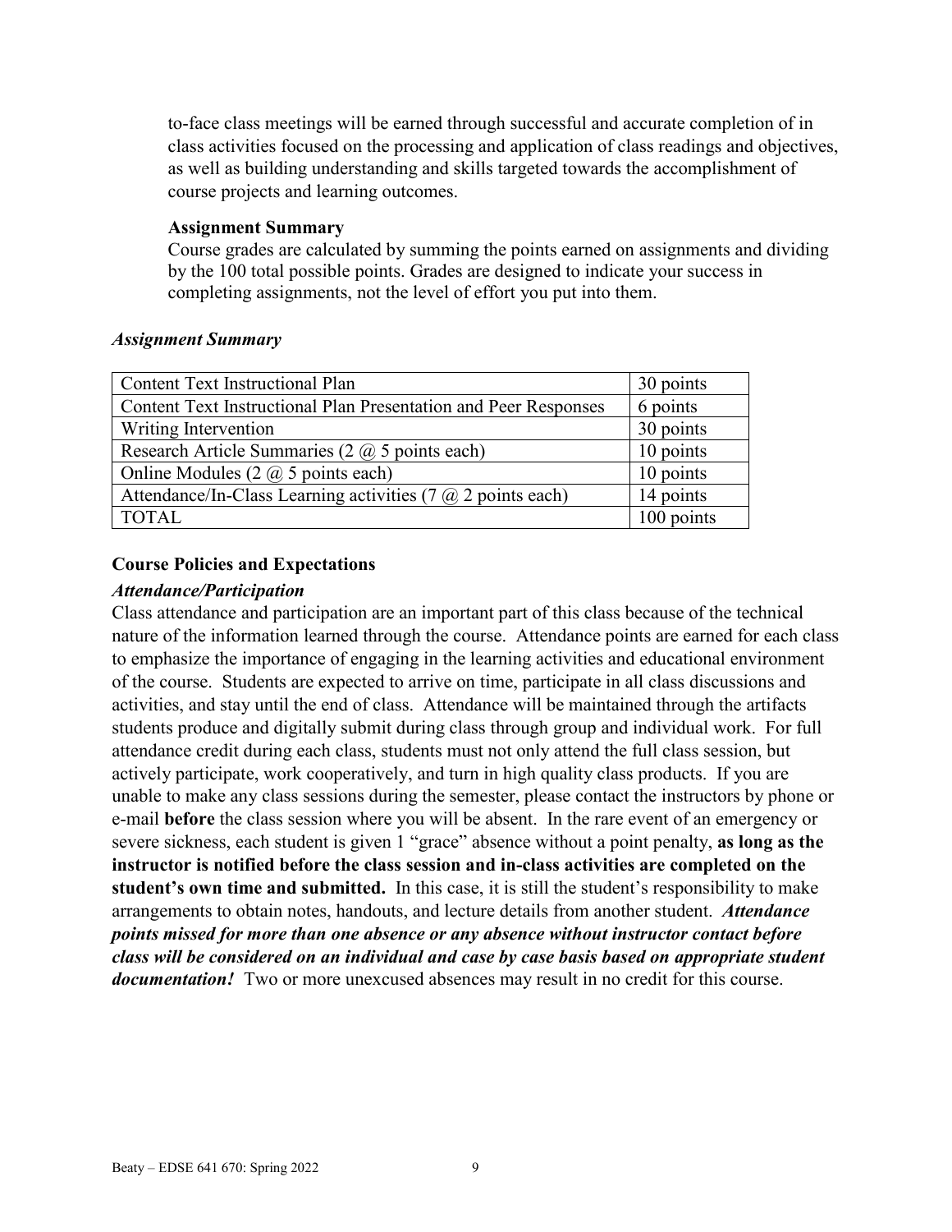to-face class meetings will be earned through successful and accurate completion of in class activities focused on the processing and application of class readings and objectives, as well as building understanding and skills targeted towards the accomplishment of course projects and learning outcomes.

**Assignment Summary**

Course grades are calculated by summing the points earned on assignments and dividing by the 100 total possible points. Grades are designed to indicate your success in completing assignments, not the level of effort you put into them.

***Assignment Summary***

| Content Text Instructional Plan | 30 points |
|---|---|
| Content Text Instructional Plan Presentation and Peer Responses | 6 points |
| Writing Intervention | 30 points |
| Research Article Summaries (2 @ 5 points each) | 10 points |
| Online Modules (2 @ 5 points each) | 10 points |
| Attendance/In-Class Learning activities (7 @ 2 points each) | 14 points |
| TOTAL | 100 points |

**Course Policies and Expectations**

***Attendance/Participation***

Class attendance and participation are an important part of this class because of the technical nature of the information learned through the course. Attendance points are earned for each class to emphasize the importance of engaging in the learning activities and educational environment of the course. Students are expected to arrive on time, participate in all class discussions and activities, and stay until the end of class. Attendance will be maintained through the artifacts students produce and digitally submit during class through group and individual work. For full attendance credit during each class, students must not only attend the full class session, but actively participate, work cooperatively, and turn in high quality class products. If you are unable to make any class sessions during the semester, please contact the instructors by phone or e-mail **before** the class session where you will be absent. In the rare event of an emergency or severe sickness, each student is given 1 "grace" absence without a point penalty, **as long as the instructor is notified before the class session and in-class activities are completed on the student's own time and submitted.** In this case, it is still the student's responsibility to make arrangements to obtain notes, handouts, and lecture details from another student. ***Attendance points missed for more than one absence or any absence without instructor contact before class will be considered on an individual and case by case basis based on appropriate student documentation!*** Two or more unexcused absences may result in no credit for this course.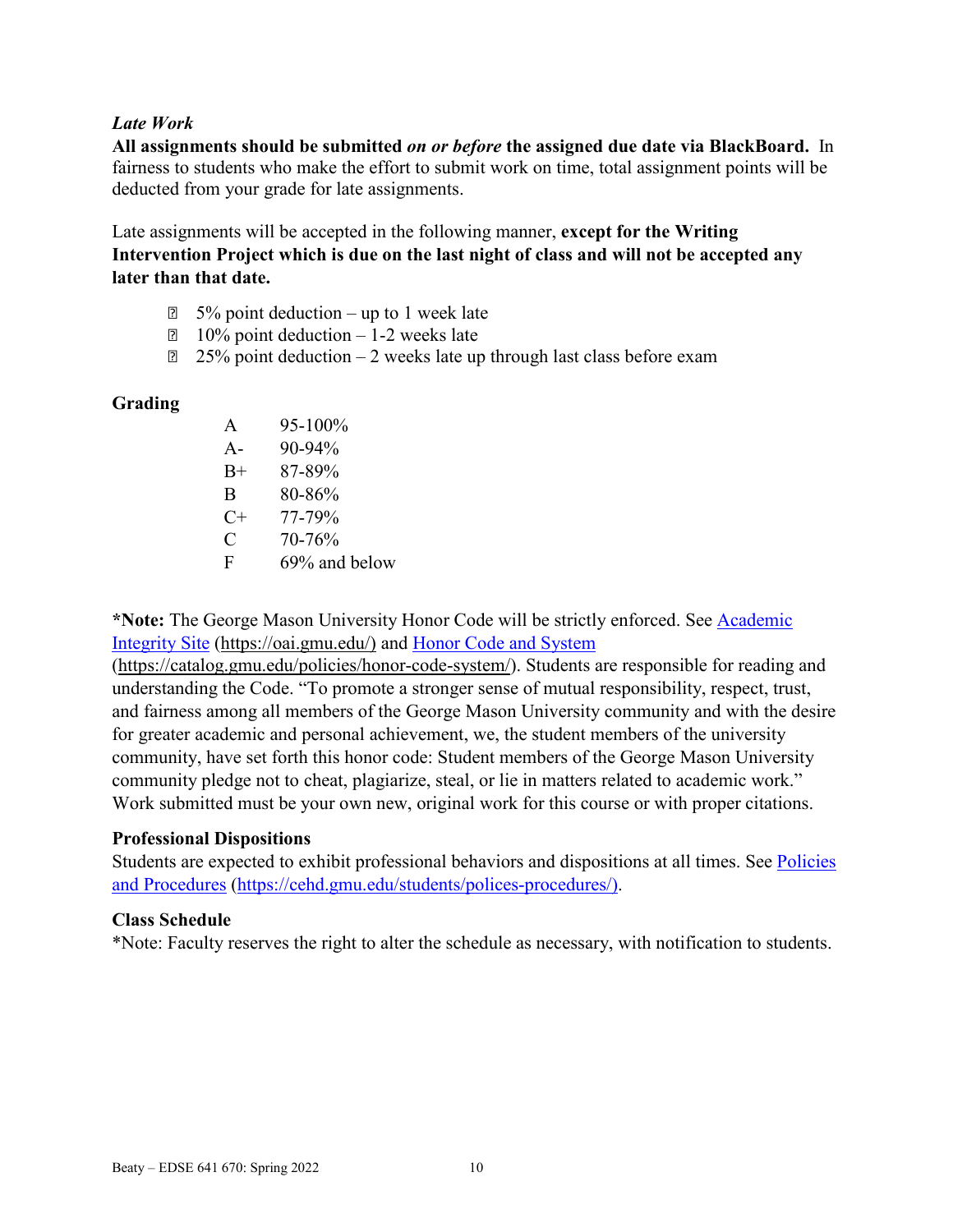***Late Work***

**All assignments should be submitted *on or before* the assigned due date via BlackBoard.** In fairness to students who make the effort to submit work on time, total assignment points will be deducted from your grade for late assignments.

Late assignments will be accepted in the following manner, **except for the Writing Intervention Project which is due on the last night of class and will not be accepted any later than that date.**

- 5% point deduction – up to 1 week late
- 10% point deduction – 1-2 weeks late
- 25% point deduction – 2 weeks late up through last class before exam

**Grading**

| | |
|---|---|
| A | 95-100% |
| A- | 90-94% |
| B+ | 87-89% |
| B | 80-86% |
| C+ | 77-79% |
| C | 70-76% |
| F | 69% and below |

***Note:** The George Mason University Honor Code will be strictly enforced. See [Academic Integrity Site](https://oai.gmu.edu/) (https://oai.gmu.edu/) and [Honor Code and System](https://catalog.gmu.edu/policies/honor-code-system/) (https://catalog.gmu.edu/policies/honor-code-system/). Students are responsible for reading and understanding the Code. "To promote a stronger sense of mutual responsibility, respect, trust, and fairness among all members of the George Mason University community and with the desire for greater academic and personal achievement, we, the student members of the university community, have set forth this honor code: Student members of the George Mason University community pledge not to cheat, plagiarize, steal, or lie in matters related to academic work." Work submitted must be your own new, original work for this course or with proper citations.

**Professional Dispositions**

Students are expected to exhibit professional behaviors and dispositions at all times. See [Policies and Procedures](https://cehd.gmu.edu/students/polices-procedures/) (https://cehd.gmu.edu/students/polices-procedures/).

**Class Schedule**

*Note: Faculty reserves the right to alter the schedule as necessary, with notification to students.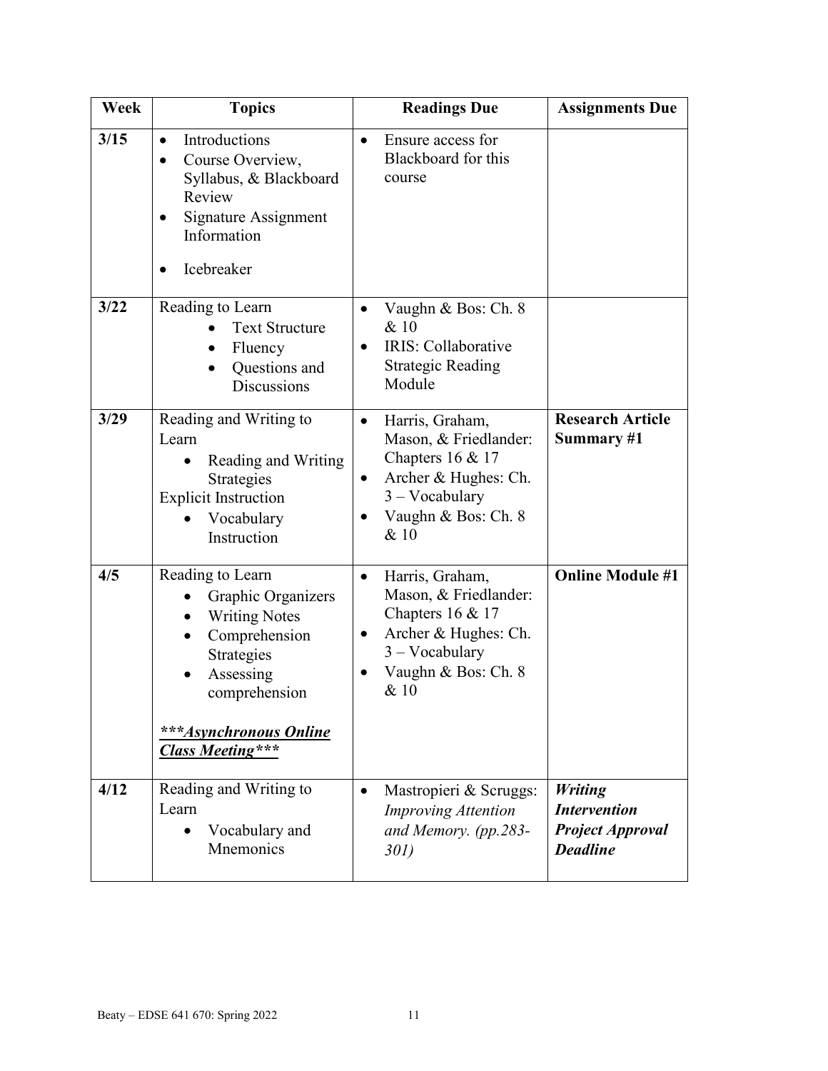| Week | Topics | Readings Due | Assignments Due |
|---|---|---|---|
| 3/15 | • Introductions<br>• Course Overview, Syllabus, & Blackboard Review<br>• Signature Assignment Information<br>• Icebreaker | • Ensure access for Blackboard for this course | |
| 3/22 | Reading to Learn<br>• Text Structure<br>• Fluency<br>• Questions and Discussions | • Vaughn & Bos: Ch. 8 & 10<br>• IRIS: Collaborative Strategic Reading Module | |
| 3/29 | Reading and Writing to Learn<br>• Reading and Writing Strategies<br>Explicit Instruction<br>• Vocabulary Instruction | • Harris, Graham, Mason, & Friedlander: Chapters 16 & 17<br>• Archer & Hughes: Ch. 3 – Vocabulary<br>• Vaughn & Bos: Ch. 8 & 10 | **Research Article Summary #1** |
| 4/5 | Reading to Learn<br>• Graphic Organizers<br>• Writing Notes<br>• Comprehension Strategies<br>• Assessing comprehension<br><br>***<u>***Asynchronous Online Class Meeting***</u>*** | • Harris, Graham, Mason, & Friedlander: Chapters 16 & 17<br>• Archer & Hughes: Ch. 3 – Vocabulary<br>• Vaughn & Bos: Ch. 8 & 10 | **Online Module #1** |
| 4/12 | Reading and Writing to Learn<br>• Vocabulary and Mnemonics | • Mastropieri & Scruggs: *Improving Attention and Memory. (pp.283-301)* | ***Writing Intervention Project Approval Deadline*** |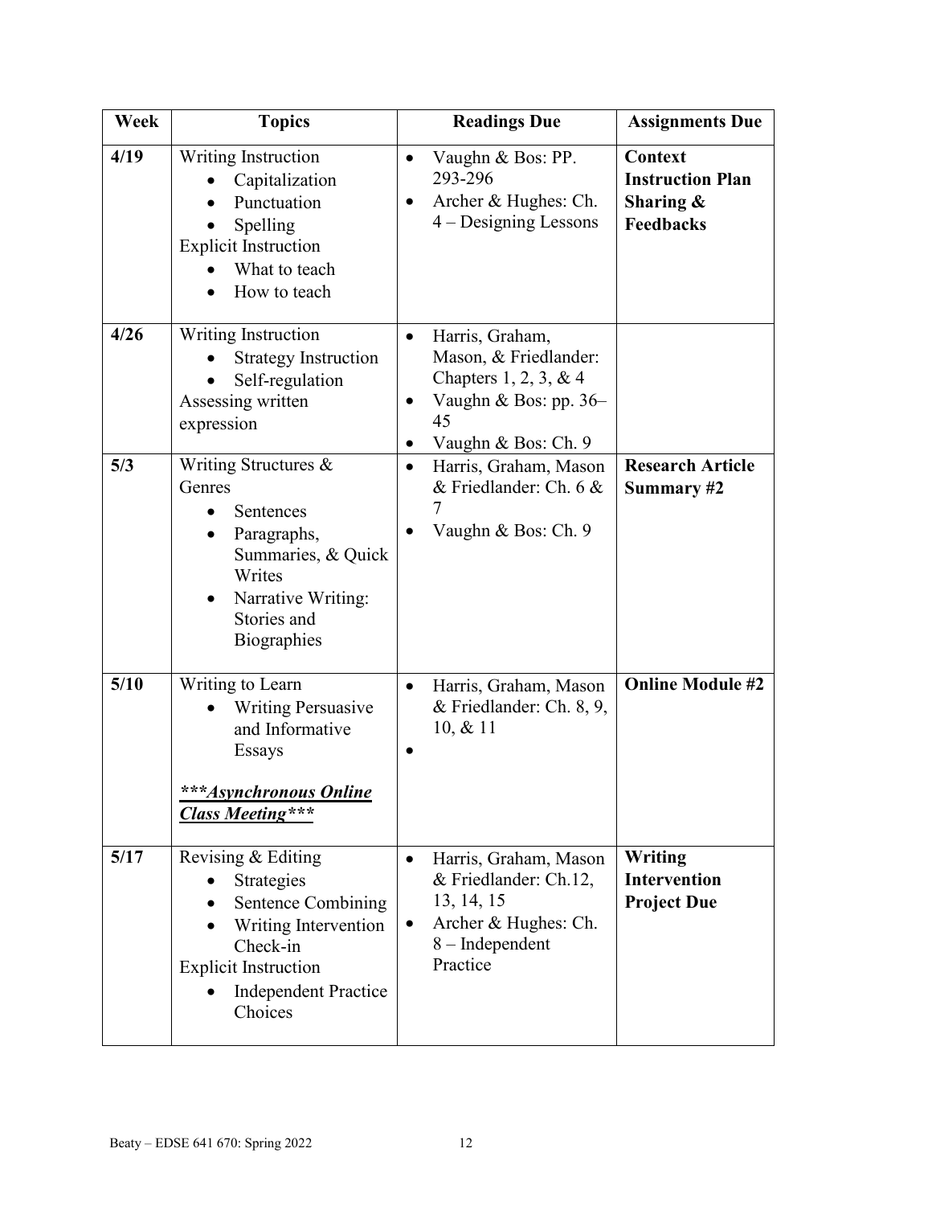| Week | Topics | Readings Due | Assignments Due |
|---|---|---|---|
| 4/19 | Writing Instruction<br>• Capitalization<br>• Punctuation<br>• Spelling<br>Explicit Instruction<br>• What to teach<br>• How to teach | • Vaughn & Bos: PP. 293-296<br>• Archer & Hughes: Ch. 4 – Designing Lessons | **Context Instruction Plan Sharing & Feedbacks** |
| 4/26 | Writing Instruction<br>• Strategy Instruction<br>• Self-regulation<br>Assessing written expression | • Harris, Graham, Mason, & Friedlander: Chapters 1, 2, 3, & 4<br>• Vaughn & Bos: pp. 36–45<br>• Vaughn & Bos: Ch. 9 | |
| 5/3 | Writing Structures & Genres<br>• Sentences<br>• Paragraphs, Summaries, & Quick Writes<br>• Narrative Writing: Stories and Biographies | • Harris, Graham, Mason & Friedlander: Ch. 6 & 7<br>• Vaughn & Bos: Ch. 9 | **Research Article Summary #2** |
| 5/10 | Writing to Learn<br>• Writing Persuasive and Informative Essays<br><br>***Asynchronous Online Class Meeting*** | • Harris, Graham, Mason & Friedlander: Ch. 8, 9, 10, & 11<br>• | **Online Module #2** |
| 5/17 | Revising & Editing<br>• Strategies<br>• Sentence Combining<br>• Writing Intervention Check-in<br>Explicit Instruction<br>• Independent Practice Choices | • Harris, Graham, Mason & Friedlander: Ch.12, 13, 14, 15<br>• Archer & Hughes: Ch. 8 – Independent Practice | **Writing Intervention Project Due** |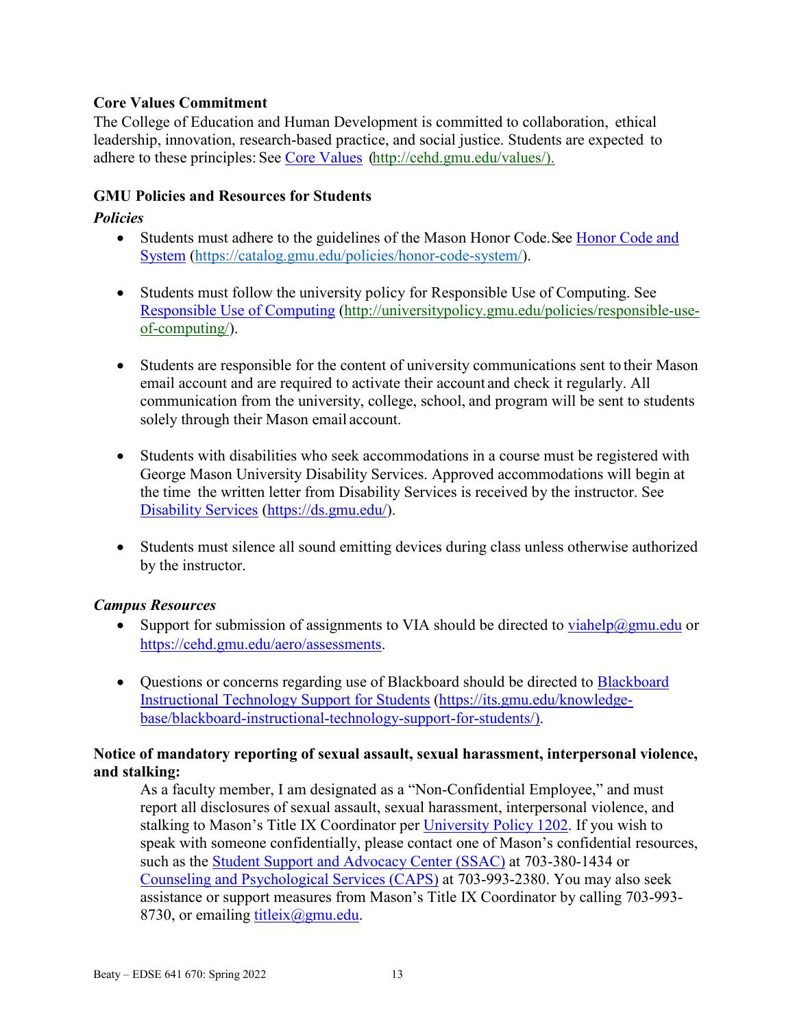**Core Values Commitment**

The College of Education and Human Development is committed to collaboration, ethical leadership, innovation, research-based practice, and social justice. Students are expected to adhere to these principles: See Core Values (http://cehd.gmu.edu/values/).

**GMU Policies and Resources for Students**

***Policies***

- Students must adhere to the guidelines of the Mason Honor Code. See Honor Code and System (https://catalog.gmu.edu/policies/honor-code-system/).

- Students must follow the university policy for Responsible Use of Computing. See Responsible Use of Computing (http://universitypolicy.gmu.edu/policies/responsible-use-of-computing/).

- Students are responsible for the content of university communications sent to their Mason email account and are required to activate their account and check it regularly. All communication from the university, college, school, and program will be sent to students solely through their Mason email account.

- Students with disabilities who seek accommodations in a course must be registered with George Mason University Disability Services. Approved accommodations will begin at the time the written letter from Disability Services is received by the instructor. See Disability Services (https://ds.gmu.edu/).

- Students must silence all sound emitting devices during class unless otherwise authorized by the instructor.

***Campus Resources***

- Support for submission of assignments to VIA should be directed to viahelp@gmu.edu or https://cehd.gmu.edu/aero/assessments.

- Questions or concerns regarding use of Blackboard should be directed to Blackboard Instructional Technology Support for Students (https://its.gmu.edu/knowledge-base/blackboard-instructional-technology-support-for-students/).

**Notice of mandatory reporting of sexual assault, sexual harassment, interpersonal violence, and stalking:**

As a faculty member, I am designated as a "Non-Confidential Employee," and must report all disclosures of sexual assault, sexual harassment, interpersonal violence, and stalking to Mason's Title IX Coordinator per University Policy 1202. If you wish to speak with someone confidentially, please contact one of Mason's confidential resources, such as the Student Support and Advocacy Center (SSAC) at 703-380-1434 or Counseling and Psychological Services (CAPS) at 703-993-2380. You may also seek assistance or support measures from Mason's Title IX Coordinator by calling 703-993-8730, or emailing titleix@gmu.edu.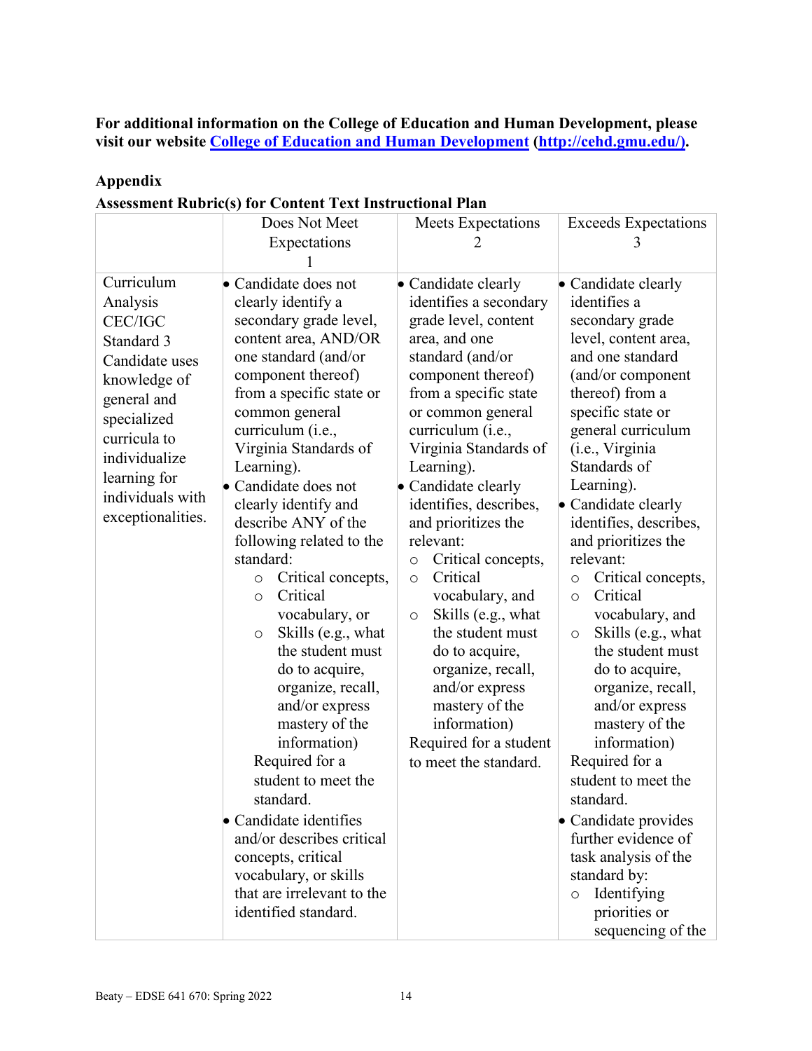**For additional information on the College of Education and Human Development, please visit our website [College of Education and Human Development](http://cehd.gmu.edu/) (http://cehd.gmu.edu/).**

**Appendix**

**Assessment Rubric(s) for Content Text Instructional Plan**

| | Does Not Meet Expectations 1 | Meets Expectations 2 | Exceeds Expectations 3 |
|---|---|---|---|
| Curriculum Analysis CEC/IGC Standard 3 Candidate uses knowledge of general and specialized curricula to individualize learning for individuals with exceptionalities. | • Candidate does not clearly identify a secondary grade level, content area, AND/OR one standard (and/or component thereof) from a specific state or common general curriculum (i.e., Virginia Standards of Learning).<br>• Candidate does not clearly identify and describe ANY of the following related to the standard:<br>○ Critical concepts,<br>○ Critical vocabulary, or<br>○ Skills (e.g., what the student must do to acquire, organize, recall, and/or express mastery of the information)<br>Required for a student to meet the standard.<br>• Candidate identifies and/or describes critical concepts, critical vocabulary, or skills that are irrelevant to the identified standard. | • Candidate clearly identifies a secondary grade level, content area, and one standard (and/or component thereof) from a specific state or common general curriculum (i.e., Virginia Standards of Learning).<br>• Candidate clearly identifies, describes, and prioritizes the relevant:<br>○ Critical concepts,<br>○ Critical vocabulary, and<br>○ Skills (e.g., what the student must do to acquire, organize, recall, and/or express mastery of the information)<br>Required for a student to meet the standard. | • Candidate clearly identifies a secondary grade level, content area, and one standard (and/or component thereof) from a specific state or general curriculum (i.e., Virginia Standards of Learning).<br>• Candidate clearly identifies, describes, and prioritizes the relevant:<br>○ Critical concepts,<br>○ Critical vocabulary, and<br>○ Skills (e.g., what the student must do to acquire, organize, recall, and/or express mastery of the information)<br>Required for a student to meet the standard.<br>• Candidate provides further evidence of task analysis of the standard by:<br>○ Identifying priorities or sequencing of the |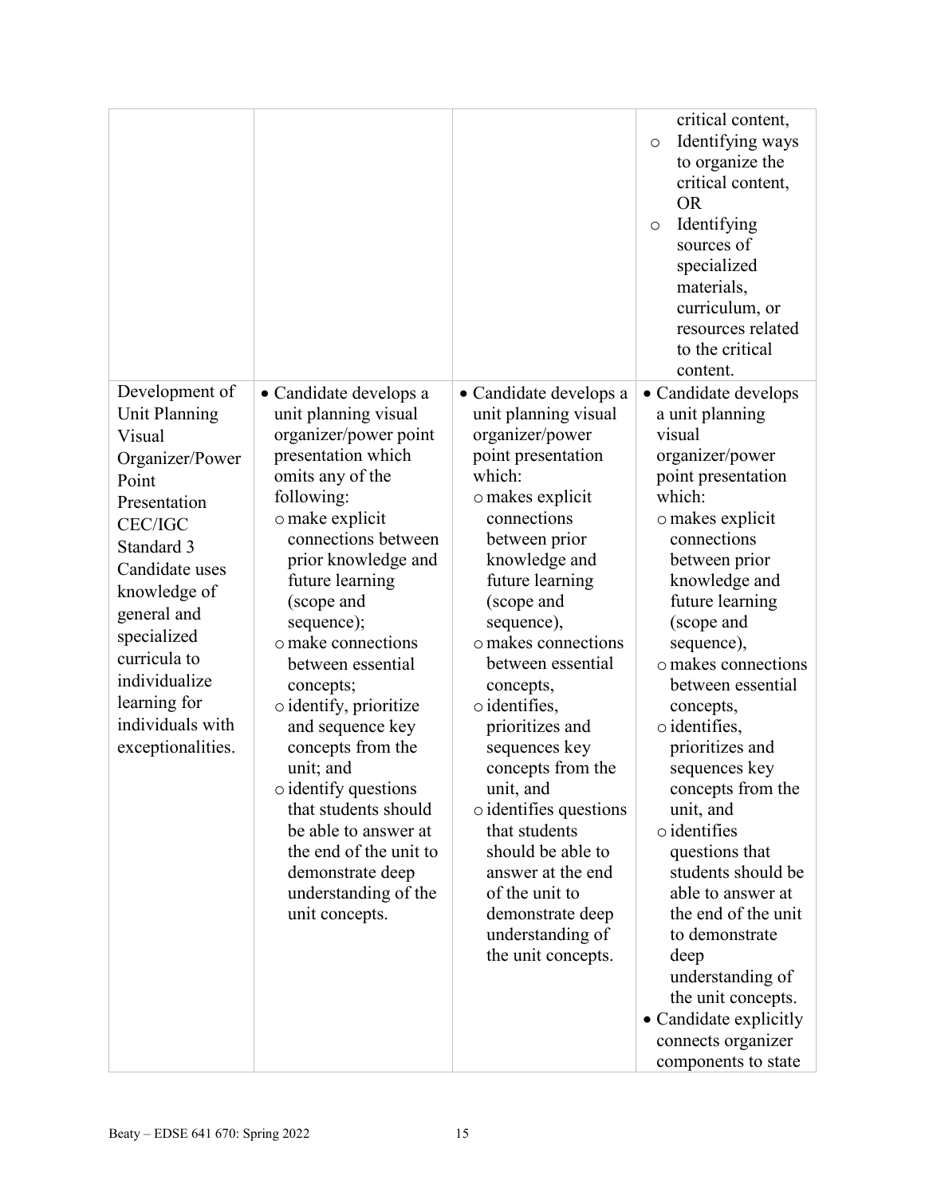| | | | |
|---|---|---|---|
| | | | critical content, ○ Identifying ways to organize the critical content, OR ○ Identifying sources of specialized materials, curriculum, or resources related to the critical content. |
| Development of Unit Planning Visual Organizer/Power Point Presentation CEC/IGC Standard 3 Candidate uses knowledge of general and specialized curricula to individualize learning for individuals with exceptionalities. | • Candidate develops a unit planning visual organizer/power point presentation which omits any of the following: ○ make explicit connections between prior knowledge and future learning (scope and sequence); ○ make connections between essential concepts; ○ identify, prioritize and sequence key concepts from the unit; and ○ identify questions that students should be able to answer at the end of the unit to demonstrate deep understanding of the unit concepts. | • Candidate develops a unit planning visual organizer/power point presentation which: ○ makes explicit connections between prior knowledge and future learning (scope and sequence), ○ makes connections between essential concepts, ○ identifies, prioritizes and sequences key concepts from the unit, and ○ identifies questions that students should be able to answer at the end of the unit to demonstrate deep understanding of the unit concepts. | • Candidate develops a unit planning visual organizer/power point presentation which: ○ makes explicit connections between prior knowledge and future learning (scope and sequence), ○ makes connections between essential concepts, ○ identifies, prioritizes and sequences key concepts from the unit, and ○ identifies questions that students should be able to answer at the end of the unit to demonstrate deep understanding of the unit concepts. • Candidate explicitly connects organizer components to state |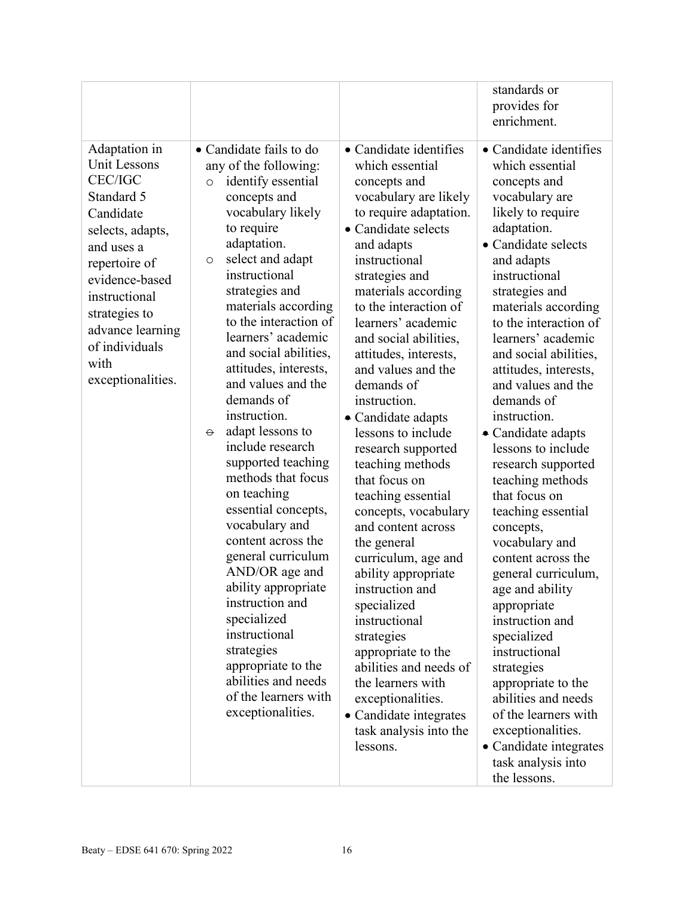| | | | |
|---|---|---|---|
| | | | standards or provides for enrichment. |
| Adaptation in Unit Lessons CEC/IGC Standard 5 Candidate selects, adapts, and uses a repertoire of evidence-based instructional strategies to advance learning of individuals with exceptionalities. | • Candidate fails to do any of the following:<br>○ identify essential concepts and vocabulary likely to require adaptation.<br>○ select and adapt instructional strategies and materials according to the interaction of learners' academic and social abilities, attitudes, interests, and values and the demands of instruction.<br>○ adapt lessons to include research supported teaching methods that focus on teaching essential concepts, vocabulary and content across the general curriculum AND/OR age and ability appropriate instruction and specialized instructional strategies appropriate to the abilities and needs of the learners with exceptionalities. | • Candidate identifies which essential concepts and vocabulary are likely to require adaptation.<br>• Candidate selects and adapts instructional strategies and materials according to the interaction of learners' academic and social abilities, attitudes, interests, and values and the demands of instruction.<br>• Candidate adapts lessons to include research supported teaching methods that focus on teaching essential concepts, vocabulary and content across the general curriculum, age and ability appropriate instruction and specialized instructional strategies appropriate to the abilities and needs of the learners with exceptionalities.<br>• Candidate integrates task analysis into the lessons. | • Candidate identifies which essential concepts and vocabulary are likely to require adaptation.<br>• Candidate selects and adapts instructional strategies and materials according to the interaction of learners' academic and social abilities, attitudes, interests, and values and the demands of instruction.<br>• Candidate adapts lessons to include research supported teaching methods that focus on teaching essential concepts, vocabulary and content across the general curriculum, age and ability appropriate instruction and specialized instructional strategies appropriate to the abilities and needs of the learners with exceptionalities.<br>• Candidate integrates task analysis into the lessons. |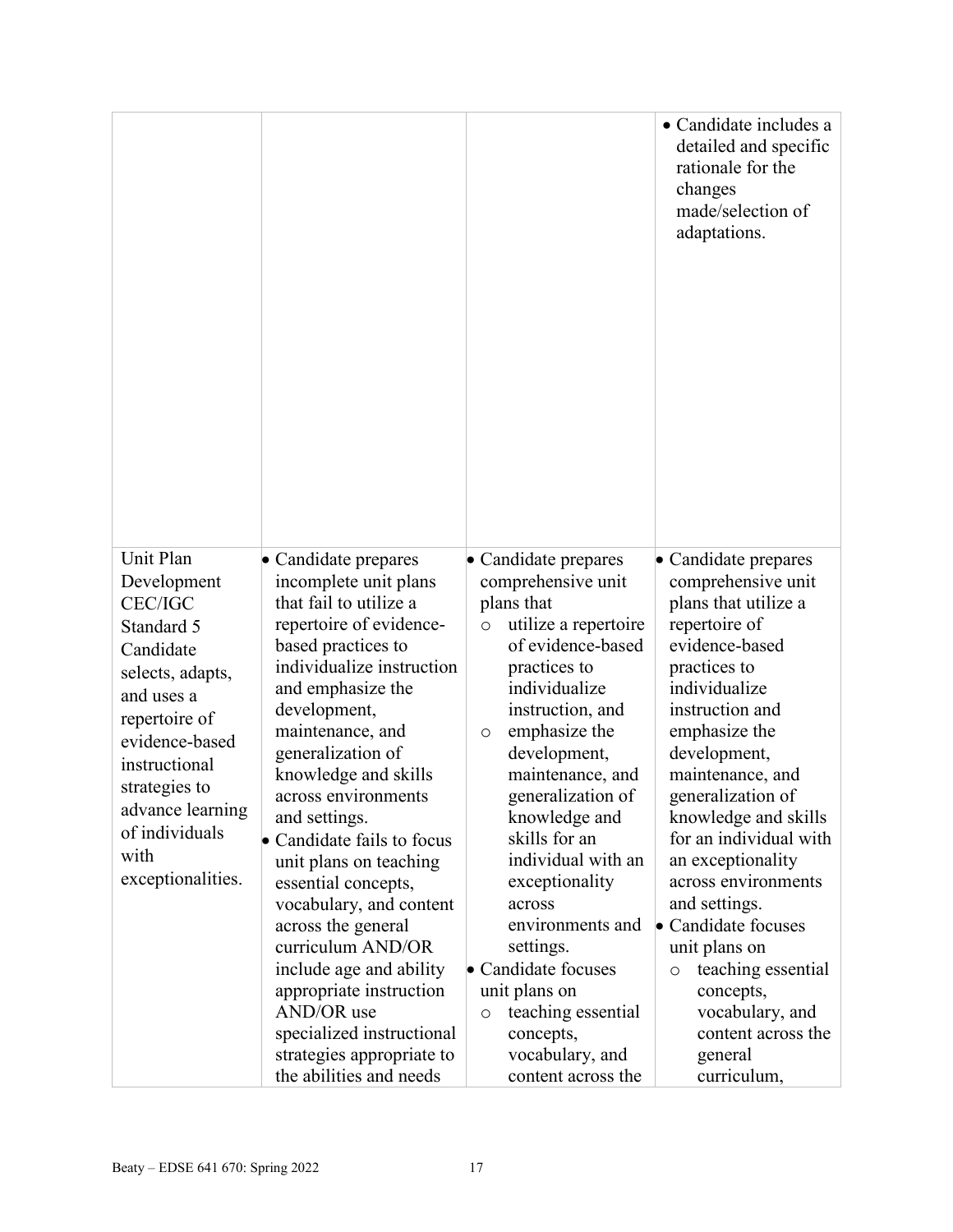| | | | |
|---|---|---|---|
| | | | • Candidate includes a detailed and specific rationale for the changes made/selection of adaptations. |
| Unit Plan Development CEC/IGC Standard 5 Candidate selects, adapts, and uses a repertoire of evidence-based instructional strategies to advance learning of individuals with exceptionalities. | • Candidate prepares incomplete unit plans that fail to utilize a repertoire of evidence-based practices to individualize instruction and emphasize the development, maintenance, and generalization of knowledge and skills across environments and settings.<br>• Candidate fails to focus unit plans on teaching essential concepts, vocabulary, and content across the general curriculum AND/OR include age and ability appropriate instruction AND/OR use specialized instructional strategies appropriate to the abilities and needs | • Candidate prepares comprehensive unit plans that<br>○ utilize a repertoire of evidence-based practices to individualize instruction, and<br>○ emphasize the development, maintenance, and generalization of knowledge and skills for an individual with an exceptionality across environments and settings.<br>• Candidate focuses unit plans on<br>○ teaching essential concepts, vocabulary, and content across the | • Candidate prepares comprehensive unit plans that utilize a repertoire of evidence-based practices to individualize instruction and emphasize the development, maintenance, and generalization of knowledge and skills for an individual with an exceptionality across environments and settings.<br>• Candidate focuses unit plans on<br>○ teaching essential concepts, vocabulary, and content across the general curriculum, |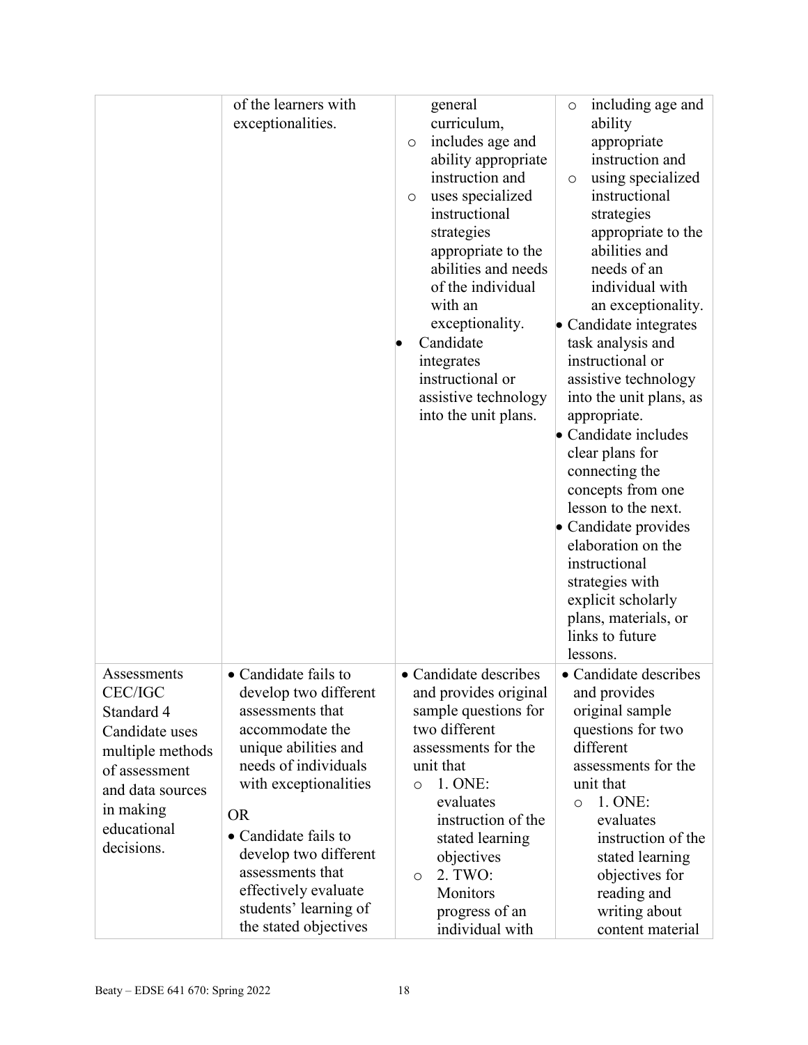| | | | |
|---|---|---|---|
| | of the learners with exceptionalities. | general curriculum,<br>○ includes age and ability appropriate instruction and<br>○ uses specialized instructional strategies appropriate to the abilities and needs of the individual with an exceptionality.<br>• Candidate integrates instructional or assistive technology into the unit plans. | ○ including age and ability appropriate instruction and<br>○ using specialized instructional strategies appropriate to the abilities and needs of an individual with an exceptionality.<br>• Candidate integrates task analysis and instructional or assistive technology into the unit plans, as appropriate.<br>• Candidate includes clear plans for connecting the concepts from one lesson to the next.<br>• Candidate provides elaboration on the instructional strategies with explicit scholarly plans, materials, or links to future lessons. |
| Assessments CEC/IGC Standard 4 Candidate uses multiple methods of assessment and data sources in making educational decisions. | • Candidate fails to develop two different assessments that accommodate the unique abilities and needs of individuals with exceptionalities<br><br>OR<br><br>• Candidate fails to develop two different assessments that effectively evaluate students' learning of the stated objectives | • Candidate describes and provides original sample questions for two different assessments for the unit that<br>○ 1. ONE: evaluates instruction of the stated learning objectives<br>○ 2. TWO: Monitors progress of an individual with | • Candidate describes and provides original sample questions for two different assessments for the unit that<br>○ 1. ONE: evaluates instruction of the stated learning objectives for reading and writing about content material |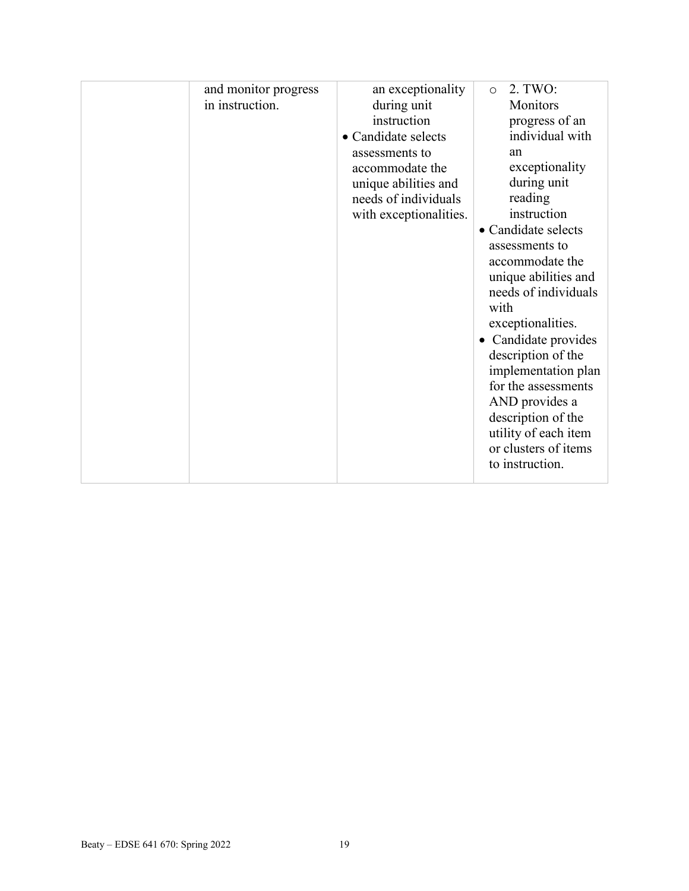| | | | |
|---|---|---|---|
| | and monitor progress in instruction. | an exceptionality during unit instruction<br>• Candidate selects assessments to accommodate the unique abilities and needs of individuals with exceptionalities. | ○ 2. TWO: Monitors progress of an individual with an exceptionality during unit reading instruction<br>• Candidate selects assessments to accommodate the unique abilities and needs of individuals with exceptionalities.<br>• Candidate provides description of the implementation plan for the assessments AND provides a description of the utility of each item or clusters of items to instruction. |